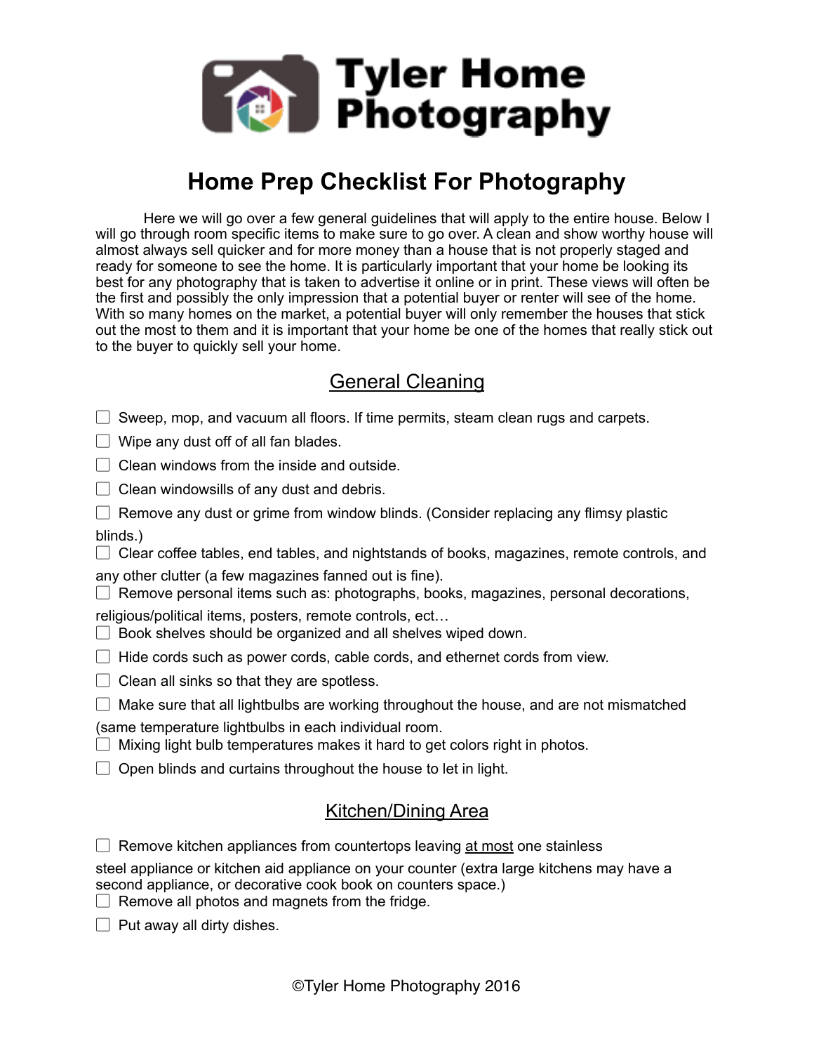# Tyler Home Photography

## Home Prep Checklist For Photography

Here we will go over a few general guidelines that will apply to the entire house. Below I will go through room specific items to make sure to go over. A clean and show worthy house will almost always sell quicker and for more money than a house that is not properly staged and ready for someone to see the home. It is particularly important that your home be looking its best for any photography that is taken to advertise it online or in print. These views will often be the first and possibly the only impression that a potential buyer or renter will see of the home. With so many homes on the market, a potential buyer will only remember the houses that stick out the most to them and it is important that your home be one of the homes that really stick out to the buyer to quickly sell your home.

### General Cleaning

- [ ] Sweep, mop, and vacuum all floors. If time permits, steam clean rugs and carpets.
- [ ] Wipe any dust off of all fan blades.
- [ ] Clean windows from the inside and outside.
- [ ] Clean windowsills of any dust and debris.
- [ ] Remove any dust or grime from window blinds. (Consider replacing any flimsy plastic blinds.)
- [ ] Clear coffee tables, end tables, and nightstands of books, magazines, remote controls, and any other clutter (a few magazines fanned out is fine).
- [ ] Remove personal items such as: photographs, books, magazines, personal decorations, religious/political items, posters, remote controls, ect…
- [ ] Book shelves should be organized and all shelves wiped down.
- [ ] Hide cords such as power cords, cable cords, and ethernet cords from view.
- [ ] Clean all sinks so that they are spotless.
- [ ] Make sure that all lightbulbs are working throughout the house, and are not mismatched (same temperature lightbulbs in each individual room.
- [ ] Mixing light bulb temperatures makes it hard to get colors right in photos.
- [ ] Open blinds and curtains throughout the house to let in light.

### Kitchen/Dining Area

- [ ] Remove kitchen appliances from countertops leaving <u>at most</u> one stainless steel appliance or kitchen aid appliance on your counter (extra large kitchens may have a second appliance, or decorative cook book on counters space.)
- [ ] Remove all photos and magnets from the fridge.
- [ ] Put away all dirty dishes.

©Tyler Home Photography 2016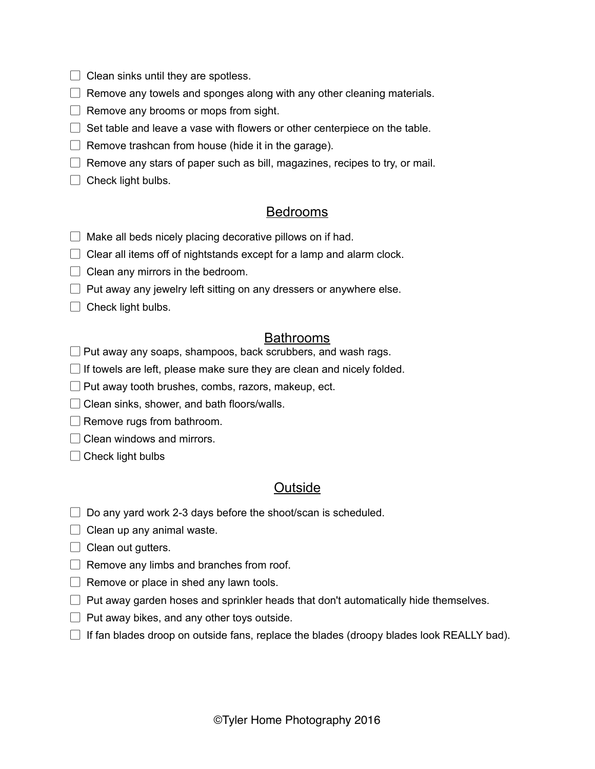- [ ] Clean sinks until they are spotless.
- [ ] Remove any towels and sponges along with any other cleaning materials.
- [ ] Remove any brooms or mops from sight.
- [ ] Set table and leave a vase with flowers or other centerpiece on the table.
- [ ] Remove trashcan from house (hide it in the garage).
- [ ] Remove any stars of paper such as bill, magazines, recipes to try, or mail.
- [ ] Check light bulbs.

## Bedrooms

- [ ] Make all beds nicely placing decorative pillows on if had.
- [ ] Clear all items off of nightstands except for a lamp and alarm clock.
- [ ] Clean any mirrors in the bedroom.
- [ ] Put away any jewelry left sitting on any dressers or anywhere else.
- [ ] Check light bulbs.

## Bathrooms

- [ ] Put away any soaps, shampoos, back scrubbers, and wash rags.
- [ ] If towels are left, please make sure they are clean and nicely folded.
- [ ] Put away tooth brushes, combs, razors, makeup, ect.
- [ ] Clean sinks, shower, and bath floors/walls.
- [ ] Remove rugs from bathroom.
- [ ] Clean windows and mirrors.
- [ ] Check light bulbs

## Outside

- [ ] Do any yard work 2-3 days before the shoot/scan is scheduled.
- [ ] Clean up any animal waste.
- [ ] Clean out gutters.
- [ ] Remove any limbs and branches from roof.
- [ ] Remove or place in shed any lawn tools.
- [ ] Put away garden hoses and sprinkler heads that don't automatically hide themselves.
- [ ] Put away bikes, and any other toys outside.
- [ ] If fan blades droop on outside fans, replace the blades (droopy blades look REALLY bad).

©Tyler Home Photography 2016